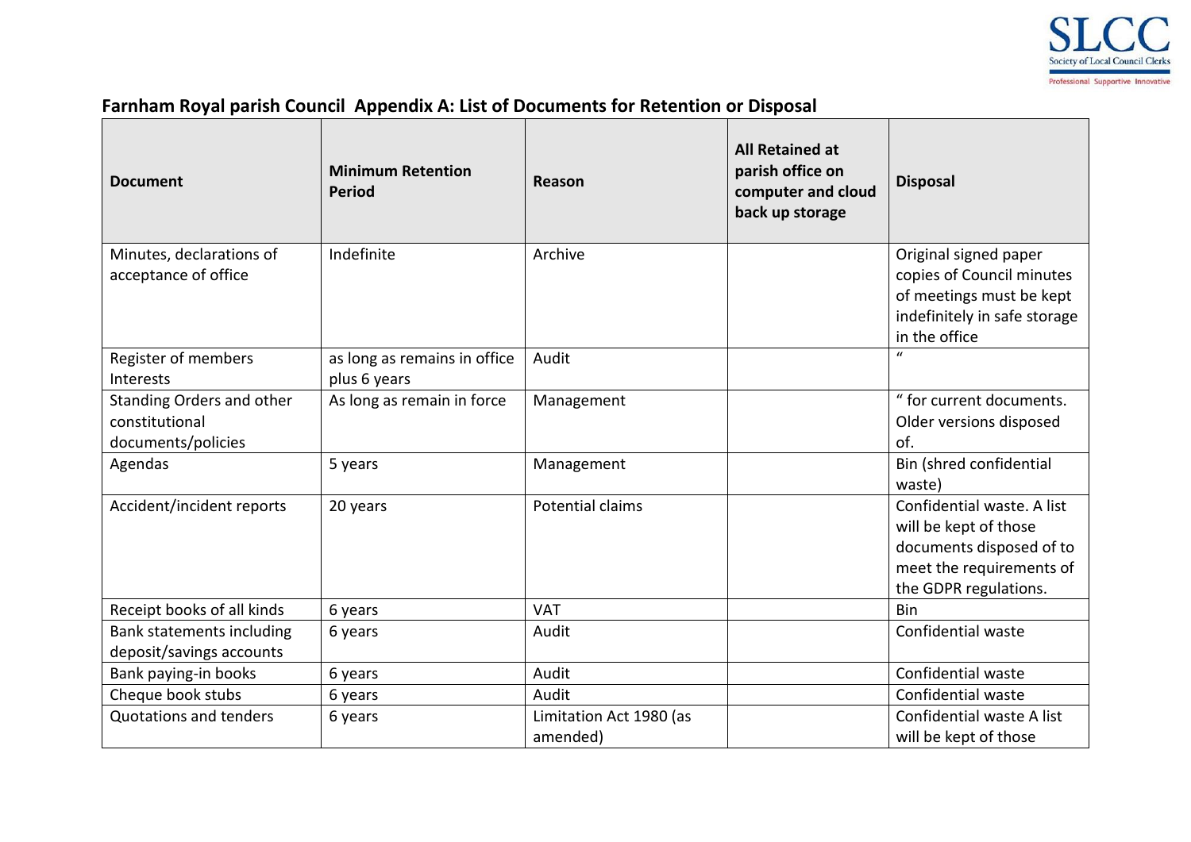## Farnham Royal parish Council Appendix A: List of Documents for Retention or Disposal

| Document | Minimum Retention Period | Reason | All Retained at parish office on computer and cloud back up storage | Disposal |
|---|---|---|---|---|
| Minutes, declarations of acceptance of office | Indefinite | Archive | | Original signed paper copies of Council minutes of meetings must be kept indefinitely in safe storage in the office |
| Register of members Interests | as long as remains in office plus 6 years | Audit | | " |
| Standing Orders and other constitutional documents/policies | As long as remain in force | Management | | " for current documents. Older versions disposed of. |
| Agendas | 5 years | Management | | Bin (shred confidential waste) |
| Accident/incident reports | 20 years | Potential claims | | Confidential waste. A list will be kept of those documents disposed of to meet the requirements of the GDPR regulations. |
| Receipt books of all kinds | 6 years | VAT | | Bin |
| Bank statements including deposit/savings accounts | 6 years | Audit | | Confidential waste |
| Bank paying-in books | 6 years | Audit | | Confidential waste |
| Cheque book stubs | 6 years | Audit | | Confidential waste |
| Quotations and tenders | 6 years | Limitation Act 1980 (as amended) | | Confidential waste A list will be kept of those |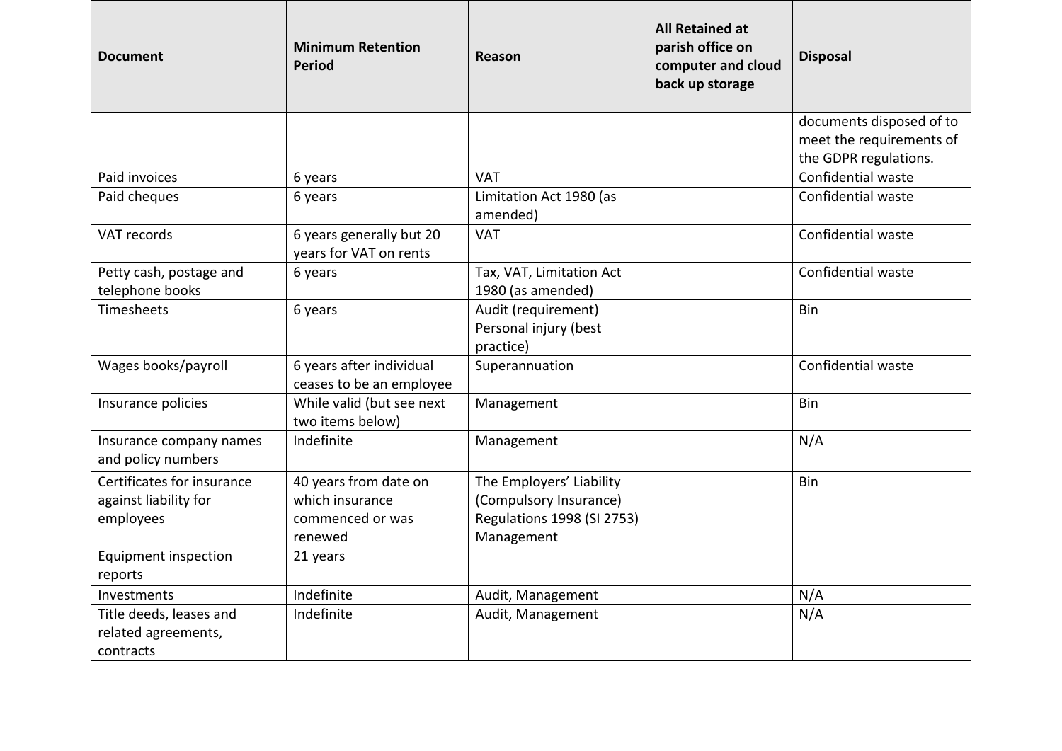| Document | Minimum Retention Period | Reason | All Retained at parish office on computer and cloud back up storage | Disposal |
|---|---|---|---|---|
| | | | | documents disposed of to meet the requirements of the GDPR regulations. |
| Paid invoices | 6 years | VAT | | Confidential waste |
| Paid cheques | 6 years | Limitation Act 1980 (as amended) | | Confidential waste |
| VAT records | 6 years generally but 20 years for VAT on rents | VAT | | Confidential waste |
| Petty cash, postage and telephone books | 6 years | Tax, VAT, Limitation Act 1980 (as amended) | | Confidential waste |
| Timesheets | 6 years | Audit (requirement) Personal injury (best practice) | | Bin |
| Wages books/payroll | 6 years after individual ceases to be an employee | Superannuation | | Confidential waste |
| Insurance policies | While valid (but see next two items below) | Management | | Bin |
| Insurance company names and policy numbers | Indefinite | Management | | N/A |
| Certificates for insurance against liability for employees | 40 years from date on which insurance commenced or was renewed | The Employers' Liability (Compulsory Insurance) Regulations 1998 (SI 2753) Management | | Bin |
| Equipment inspection reports | 21 years | | | |
| Investments | Indefinite | Audit, Management | | N/A |
| Title deeds, leases and related agreements, contracts | Indefinite | Audit, Management | | N/A |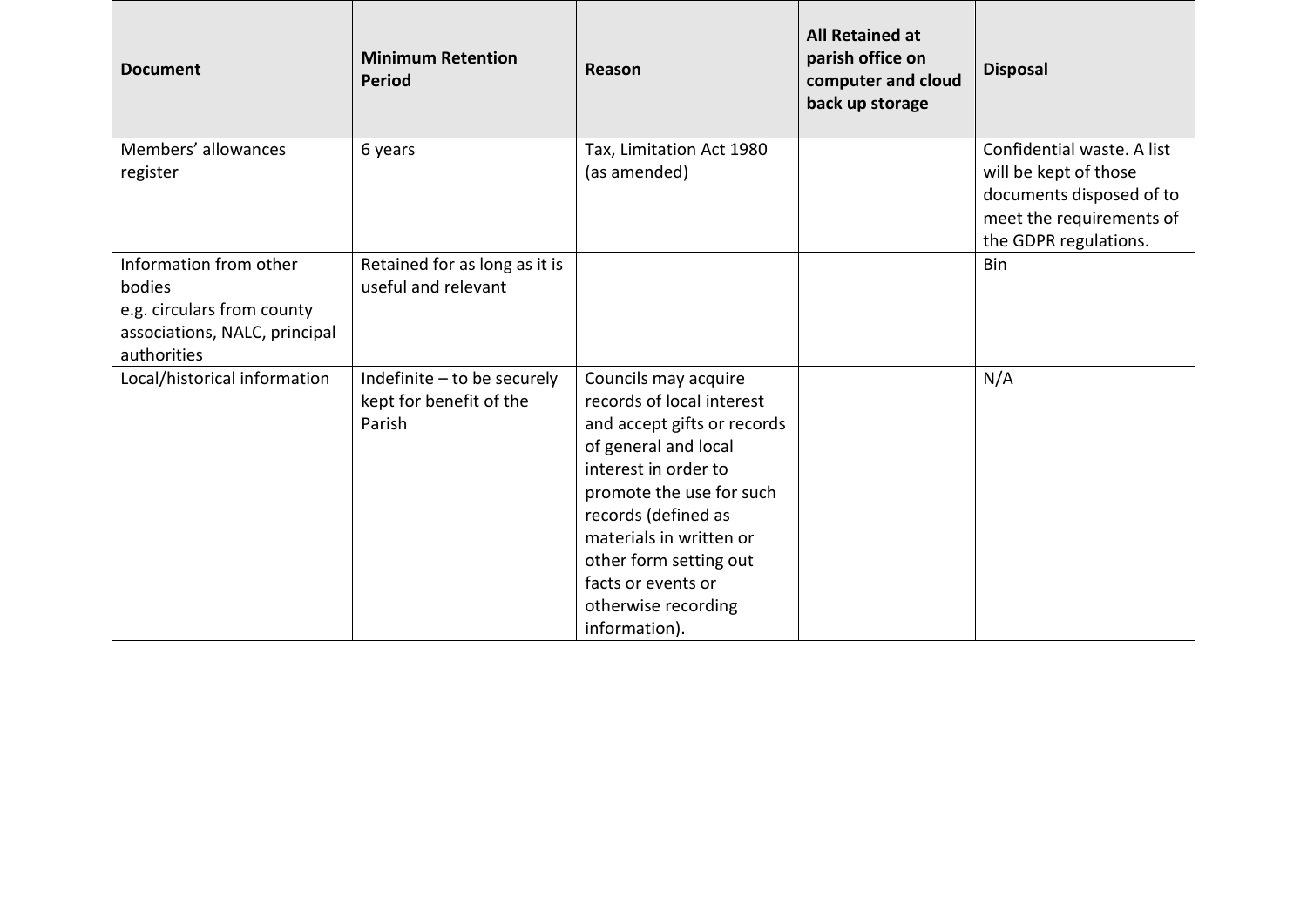| Document | Minimum Retention Period | Reason | All Retained at parish office on computer and cloud back up storage | Disposal |
|---|---|---|---|---|
| Members' allowances register | 6 years | Tax, Limitation Act 1980 (as amended) | | Confidential waste. A list will be kept of those documents disposed of to meet the requirements of the GDPR regulations. |
| Information from other bodies e.g. circulars from county associations, NALC, principal authorities | Retained for as long as it is useful and relevant | | | Bin |
| Local/historical information | Indefinite – to be securely kept for benefit of the Parish | Councils may acquire records of local interest and accept gifts or records of general and local interest in order to promote the use for such records (defined as materials in written or other form setting out facts or events or otherwise recording information). | | N/A |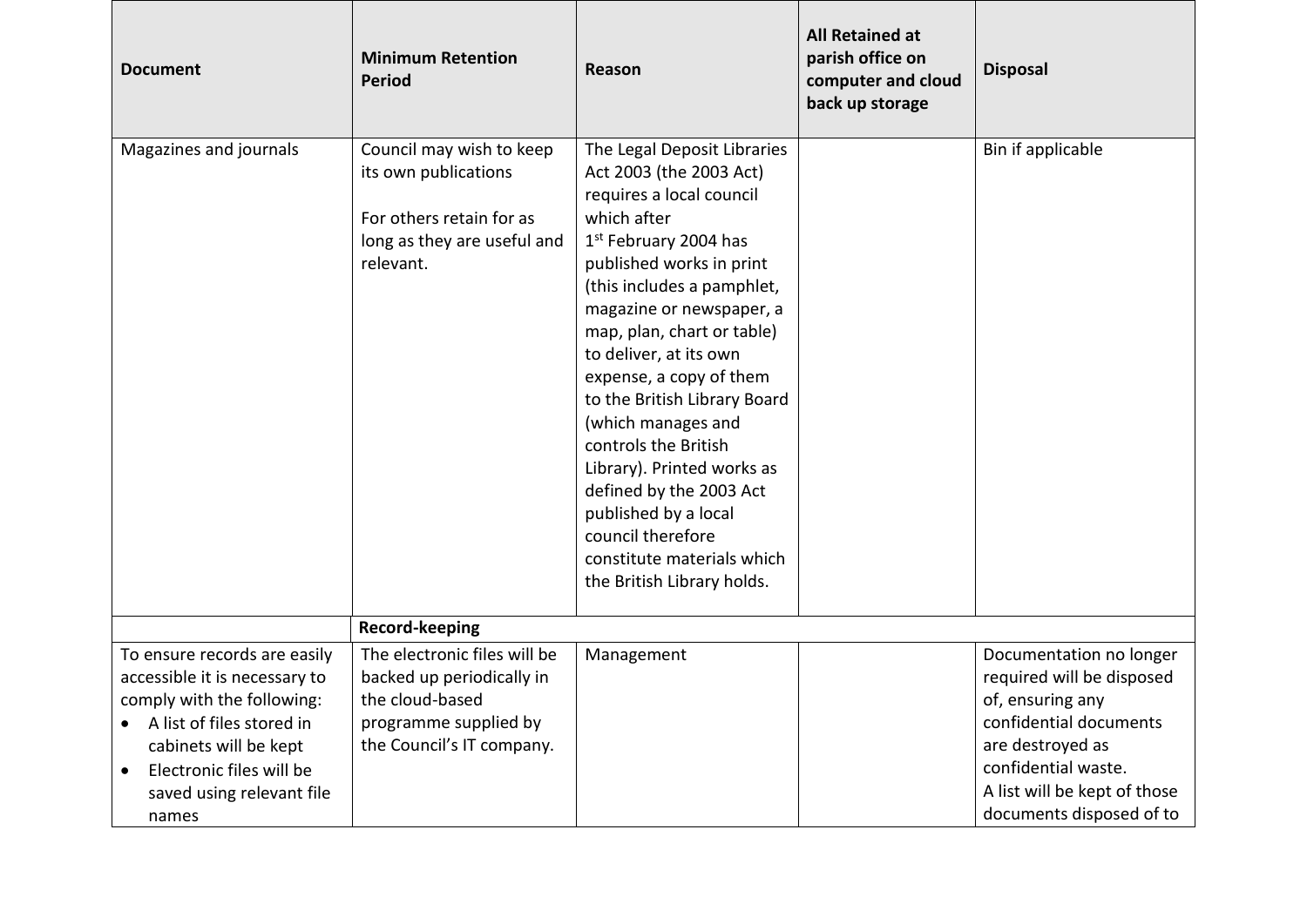| Document | Minimum Retention Period | Reason | All Retained at parish office on computer and cloud back up storage | Disposal |
|---|---|---|---|---|
| Magazines and journals | Council may wish to keep its own publications<br><br>For others retain for as long as they are useful and relevant. | The Legal Deposit Libraries Act 2003 (the 2003 Act) requires a local council which after 1st February 2004 has published works in print (this includes a pamphlet, magazine or newspaper, a map, plan, chart or table) to deliver, at its own expense, a copy of them to the British Library Board (which manages and controls the British Library). Printed works as defined by the 2003 Act published by a local council therefore constitute materials which the British Library holds. | | Bin if applicable |
| | **Record-keeping** | | | |
| To ensure records are easily accessible it is necessary to comply with the following:<br>• A list of files stored in cabinets will be kept<br>• Electronic files will be saved using relevant file names | The electronic files will be backed up periodically in the cloud-based programme supplied by the Council's IT company. | Management | | Documentation no longer required will be disposed of, ensuring any confidential documents are destroyed as confidential waste.<br>A list will be kept of those documents disposed of to |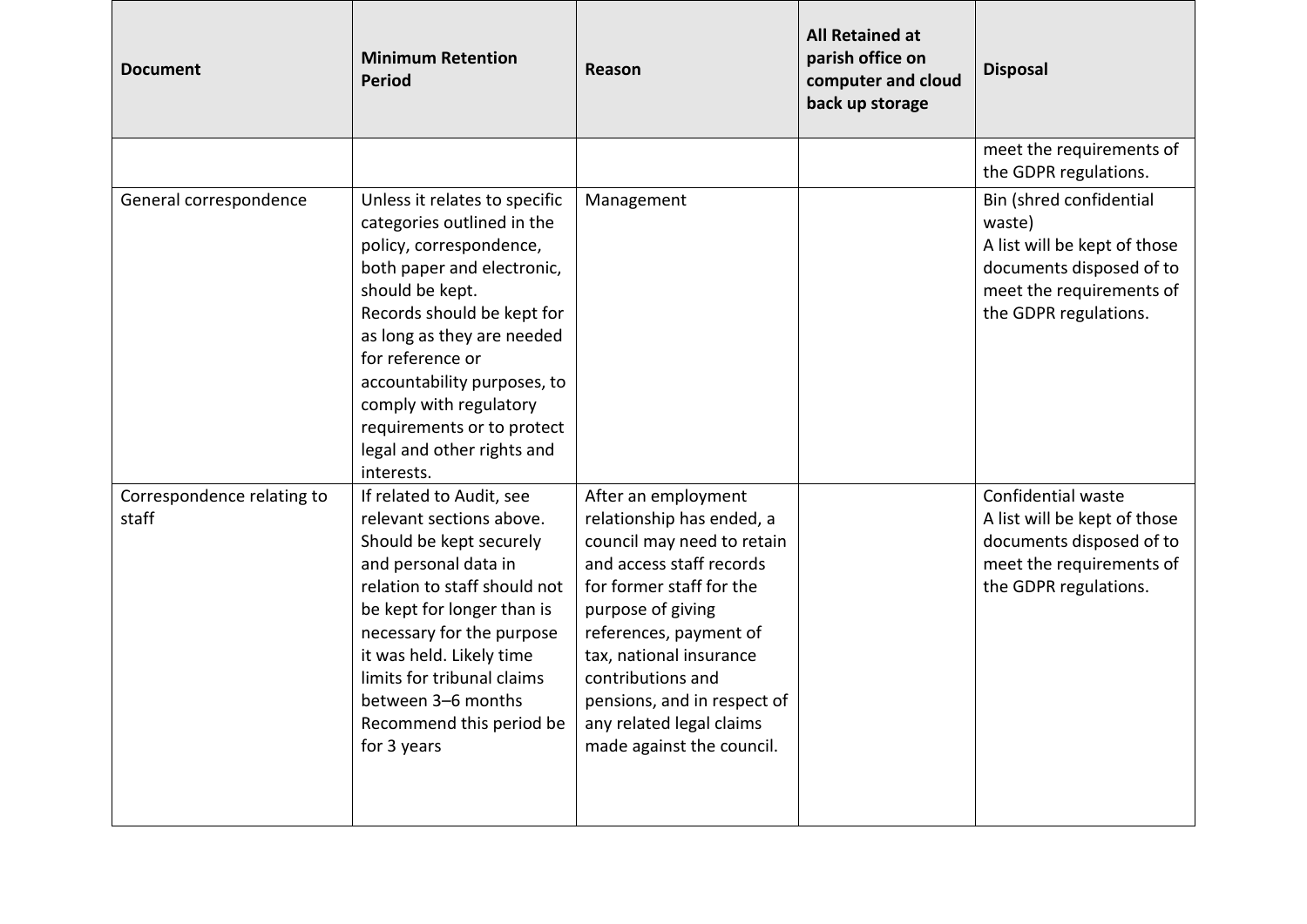| Document | Minimum Retention Period | Reason | All Retained at parish office on computer and cloud back up storage | Disposal |
|---|---|---|---|---|
| | | | | meet the requirements of the GDPR regulations. |
| General correspondence | Unless it relates to specific categories outlined in the policy, correspondence, both paper and electronic, should be kept.<br>Records should be kept for as long as they are needed for reference or accountability purposes, to comply with regulatory requirements or to protect legal and other rights and interests. | Management | | Bin (shred confidential waste)<br>A list will be kept of those documents disposed of to meet the requirements of the GDPR regulations. |
| Correspondence relating to staff | If related to Audit, see relevant sections above.<br>Should be kept securely and personal data in relation to staff should not be kept for longer than is necessary for the purpose it was held. Likely time limits for tribunal claims between 3–6 months<br>Recommend this period be for 3 years | After an employment relationship has ended, a council may need to retain and access staff records for former staff for the purpose of giving references, payment of tax, national insurance contributions and pensions, and in respect of any related legal claims made against the council. | | Confidential waste<br>A list will be kept of those documents disposed of to meet the requirements of the GDPR regulations. |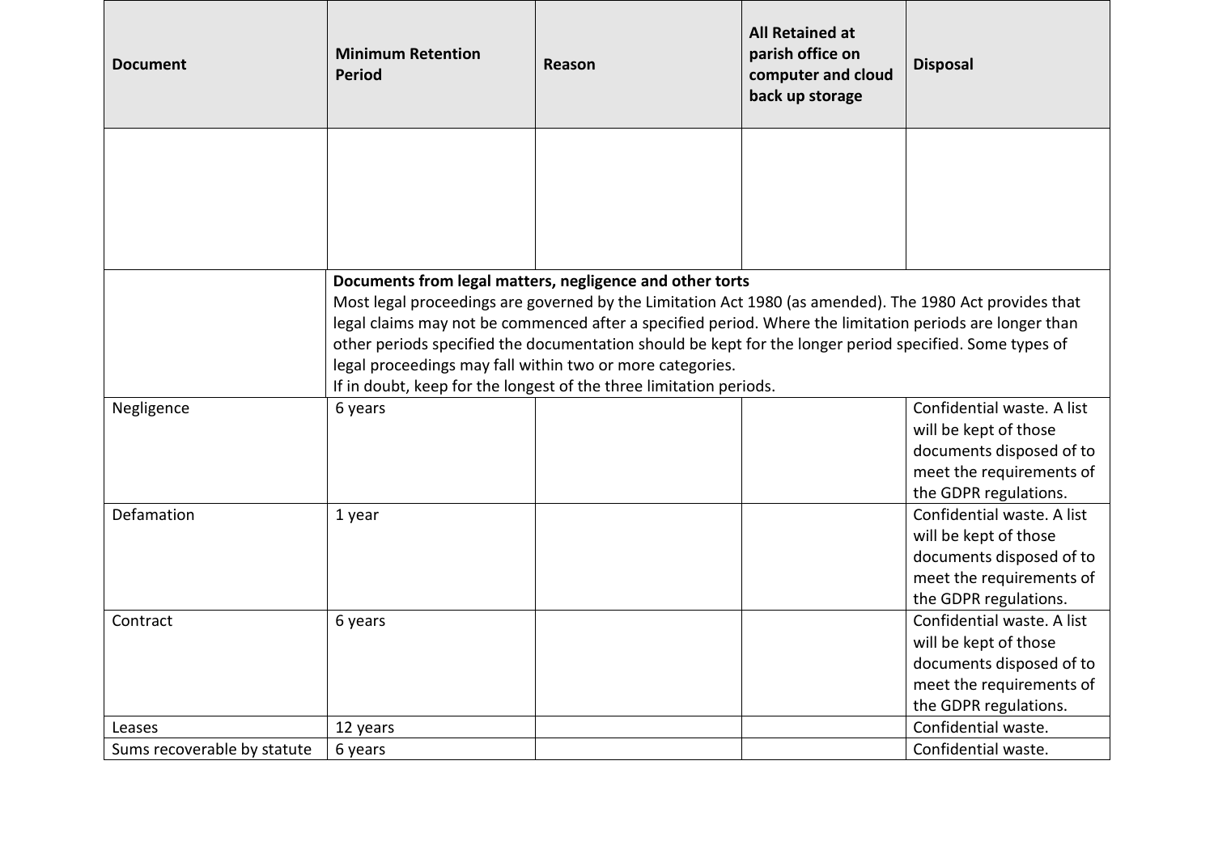| Document | Minimum Retention Period | Reason | All Retained at parish office on computer and cloud back up storage | Disposal |
|---|---|---|---|---|
| | | | | |
| | **Documents from legal matters, negligence and other torts** Most legal proceedings are governed by the Limitation Act 1980 (as amended). The 1980 Act provides that legal claims may not be commenced after a specified period. Where the limitation periods are longer than other periods specified the documentation should be kept for the longer period specified. Some types of legal proceedings may fall within two or more categories. If in doubt, keep for the longest of the three limitation periods. | | | |
| Negligence | 6 years | | | Confidential waste. A list will be kept of those documents disposed of to meet the requirements of the GDPR regulations. |
| Defamation | 1 year | | | Confidential waste. A list will be kept of those documents disposed of to meet the requirements of the GDPR regulations. |
| Contract | 6 years | | | Confidential waste. A list will be kept of those documents disposed of to meet the requirements of the GDPR regulations. |
| Leases | 12 years | | | Confidential waste. |
| Sums recoverable by statute | 6 years | | | Confidential waste. |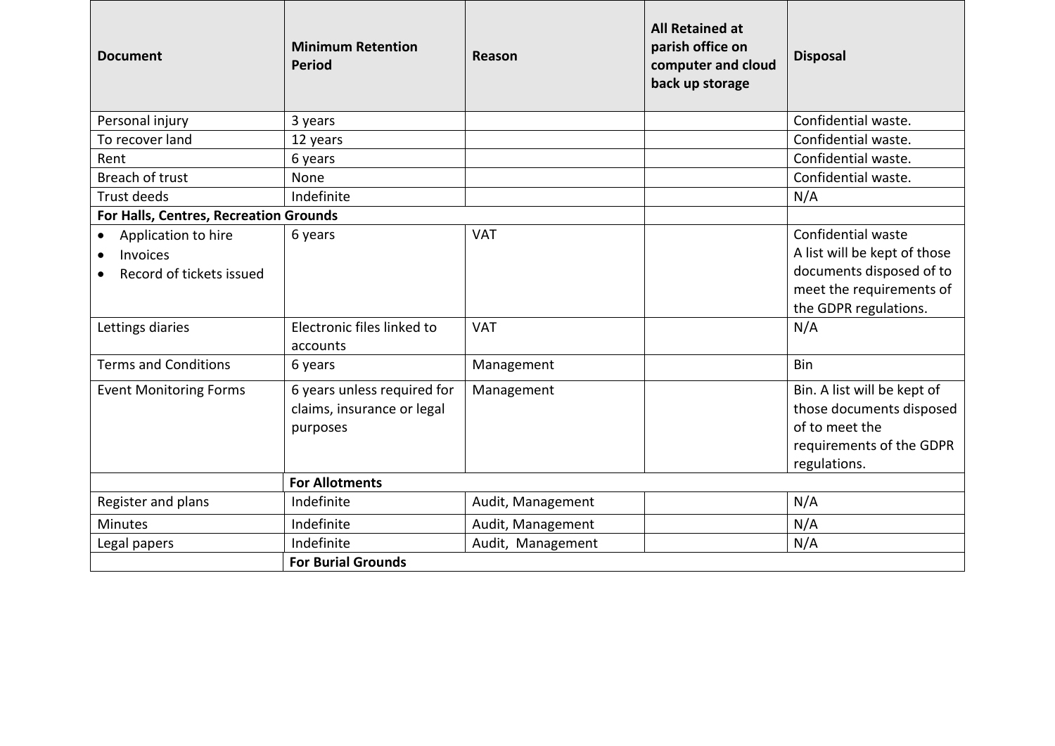| Document | Minimum Retention Period | Reason | All Retained at parish office on computer and cloud back up storage | Disposal |
|---|---|---|---|---|
| Personal injury | 3 years | | | Confidential waste. |
| To recover land | 12 years | | | Confidential waste. |
| Rent | 6 years | | | Confidential waste. |
| Breach of trust | None | | | Confidential waste. |
| Trust deeds | Indefinite | | | N/A |
| **For Halls, Centres, Recreation Grounds** | | | | |
| • Application to hire<br>• Invoices<br>• Record of tickets issued | 6 years | VAT | | Confidential waste<br>A list will be kept of those documents disposed of to meet the requirements of the GDPR regulations. |
| Lettings diaries | Electronic files linked to accounts | VAT | | N/A |
| Terms and Conditions | 6 years | Management | | Bin |
| Event Monitoring Forms | 6 years unless required for claims, insurance or legal purposes | Management | | Bin. A list will be kept of those documents disposed of to meet the requirements of the GDPR regulations. |
| | **For Allotments** | | | |
| Register and plans | Indefinite | Audit, Management | | N/A |
| Minutes | Indefinite | Audit, Management | | N/A |
| Legal papers | Indefinite | Audit, Management | | N/A |
| | **For Burial Grounds** | | | |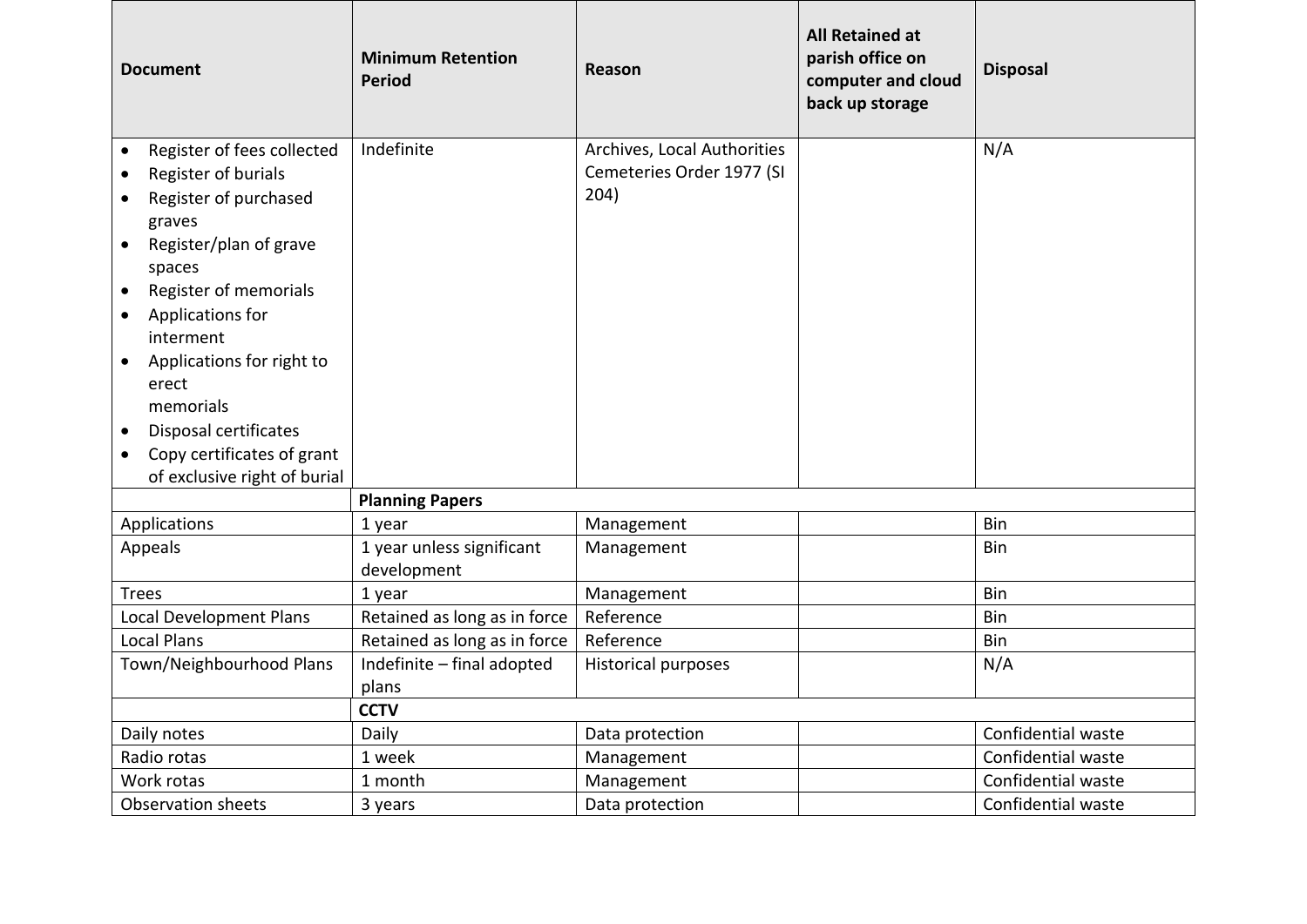| Document | Minimum Retention Period | Reason | All Retained at parish office on computer and cloud back up storage | Disposal |
|---|---|---|---|---|
| • Register of fees collected<br>• Register of burials<br>• Register of purchased graves<br>• Register/plan of grave spaces<br>• Register of memorials<br>• Applications for interment<br>• Applications for right to erect memorials<br>• Disposal certificates<br>• Copy certificates of grant of exclusive right of burial | Indefinite | Archives, Local Authorities Cemeteries Order 1977 (SI 204) | | N/A |
| | **Planning Papers** | | | |
| Applications | 1 year | Management | | Bin |
| Appeals | 1 year unless significant development | Management | | Bin |
| Trees | 1 year | Management | | Bin |
| Local Development Plans | Retained as long as in force | Reference | | Bin |
| Local Plans | Retained as long as in force | Reference | | Bin |
| Town/Neighbourhood Plans | Indefinite – final adopted plans | Historical purposes | | N/A |
| | **CCTV** | | | |
| Daily notes | Daily | Data protection | | Confidential waste |
| Radio rotas | 1 week | Management | | Confidential waste |
| Work rotas | 1 month | Management | | Confidential waste |
| Observation sheets | 3 years | Data protection | | Confidential waste |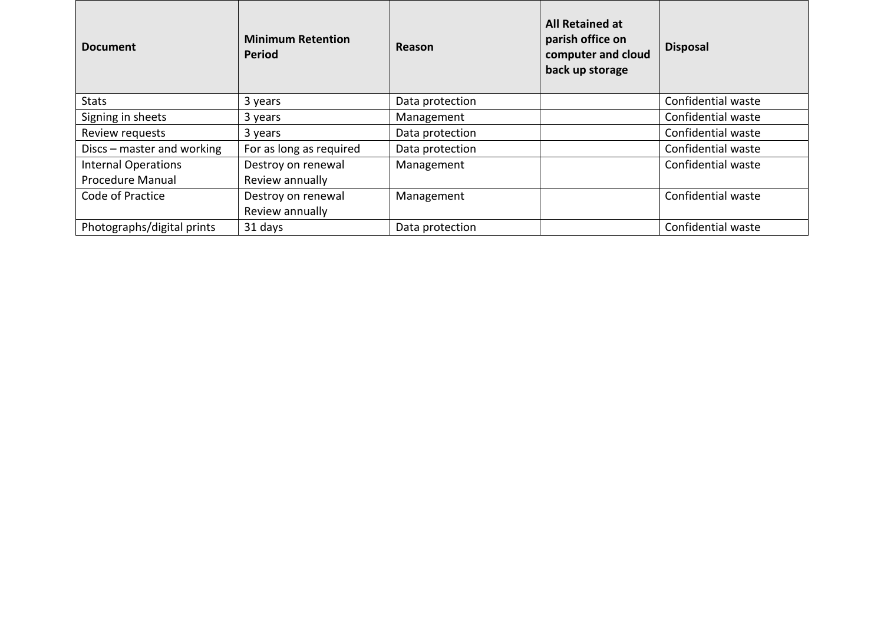| Document | Minimum Retention Period | Reason | All Retained at parish office on computer and cloud back up storage | Disposal |
| --- | --- | --- | --- | --- |
| Stats | 3 years | Data protection | | Confidential waste |
| Signing in sheets | 3 years | Management | | Confidential waste |
| Review requests | 3 years | Data protection | | Confidential waste |
| Discs – master and working | For as long as required | Data protection | | Confidential waste |
| Internal Operations Procedure Manual | Destroy on renewal Review annually | Management | | Confidential waste |
| Code of Practice | Destroy on renewal Review annually | Management | | Confidential waste |
| Photographs/digital prints | 31 days | Data protection | | Confidential waste |